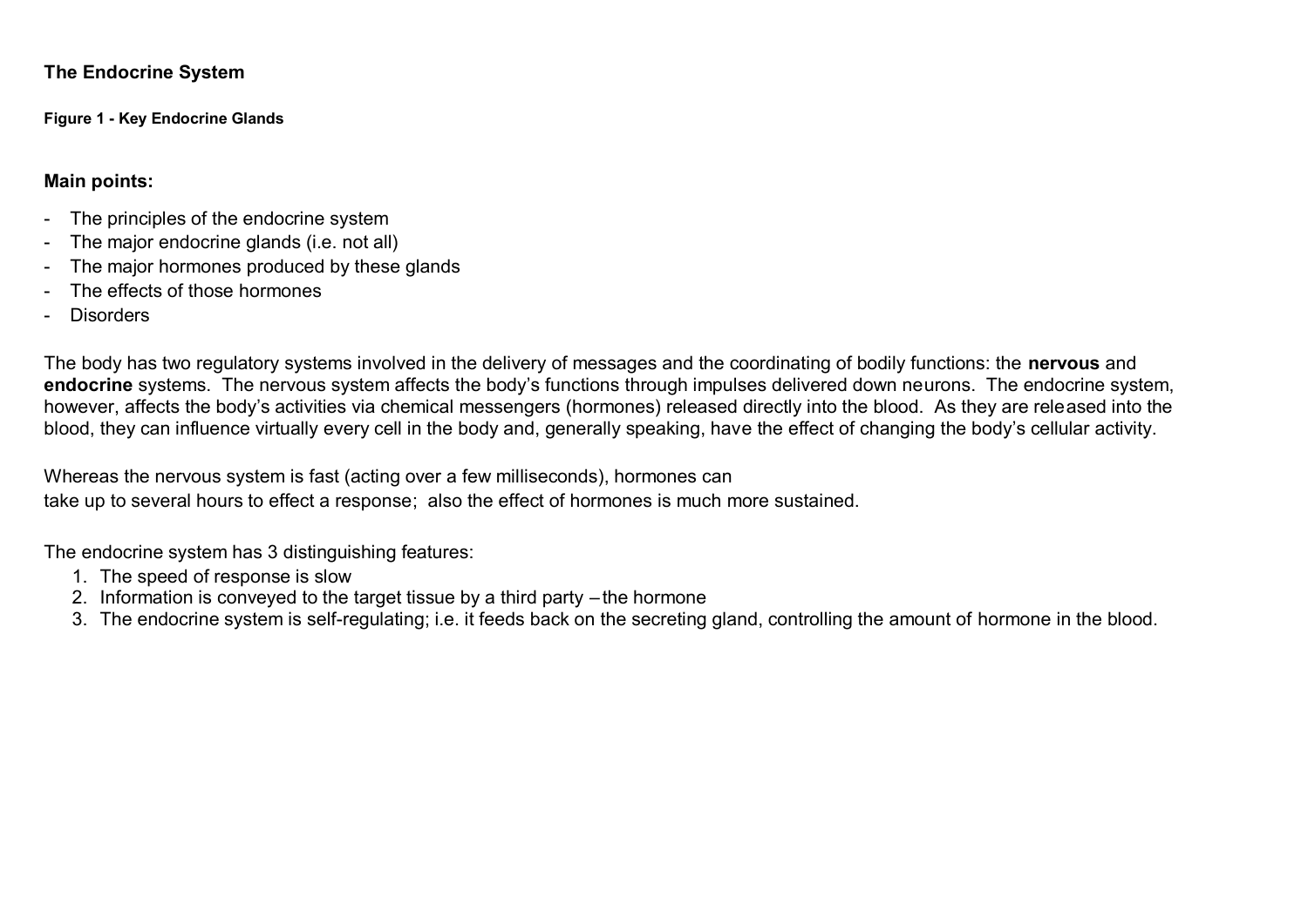# The Endocrine System

**Figure 1 - Key Endocrine Glands**

## Main points:

- The principles of the endocrine system
- The major endocrine glands (i.e. not all)
- The major hormones produced by these glands
- The effects of those hormones
- Disorders

The body has two regulatory systems involved in the delivery of messages and the coordinating of bodily functions: the **nervous** and **endocrine** systems. The nervous system affects the body's functions through impulses delivered down neurons. The endocrine system, however, affects the body's activities via chemical messengers (hormones) released directly into the blood. As they are released into the blood, they can influence virtually every cell in the body and, generally speaking, have the effect of changing the body's cellular activity.

Whereas the nervous system is fast (acting over a few milliseconds), hormones can take up to several hours to effect a response; also the effect of hormones is much more sustained.

The endocrine system has 3 distinguishing features:

1. The speed of response is slow
2. Information is conveyed to the target tissue by a third party – the hormone
3. The endocrine system is self-regulating; i.e. it feeds back on the secreting gland, controlling the amount of hormone in the blood.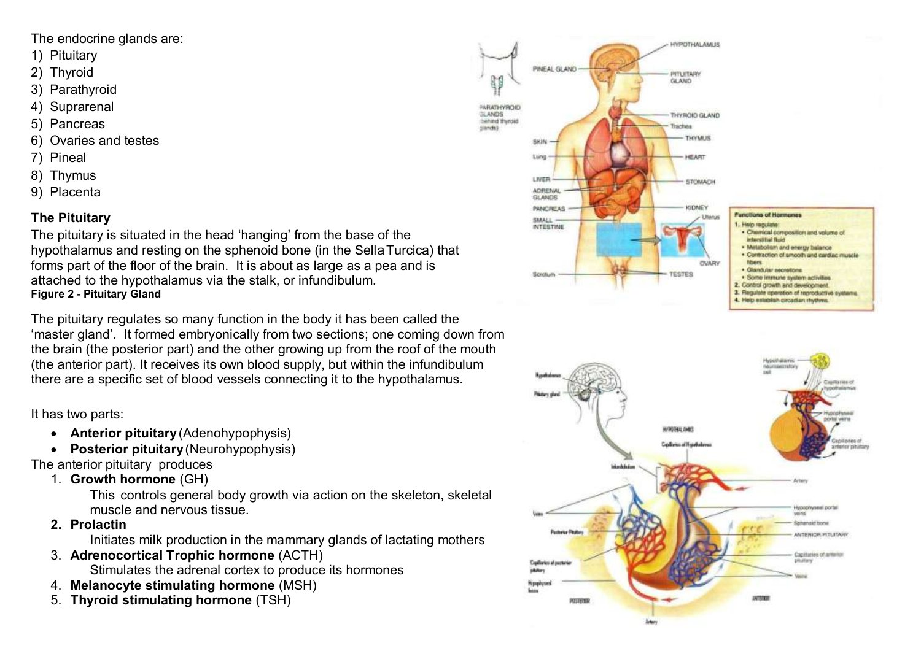The endocrine glands are:

1) Pituitary
2) Thyroid
3) Parathyroid
4) Suprarenal
5) Pancreas
6) Ovaries and testes
7) Pineal
8) Thymus
9) Placenta

**The Pituitary**

The pituitary is situated in the head 'hanging' from the base of the hypothalamus and resting on the sphenoid bone (in the Sella Turcica) that forms part of the floor of the brain. It is about as large as a pea and is attached to the hypothalamus via the stalk, or infundibulum.

**Figure 2 - Pituitary Gland**

The pituitary regulates so many function in the body it has been called the 'master gland'. It formed embryonically from two sections; one coming down from the brain (the posterior part) and the other growing up from the roof of the mouth (the anterior part). It receives its own blood supply, but within the infundibulum there are a specific set of blood vessels connecting it to the hypothalamus.

It has two parts:

- **Anterior pituitary** (Adenohypophysis)
- **Posterior pituitary** (Neurohypophysis)

The anterior pituitary produces

1. **Growth hormone** (GH)
   This controls general body growth via action on the skeleton, skeletal muscle and nervous tissue.
2. **Prolactin**
   Initiates milk production in the mammary glands of lactating mothers
3. **Adrenocortical Trophic hormone** (ACTH)
   Stimulates the adrenal cortex to produce its hormones
4. **Melanocyte stimulating hormone** (MSH)
5. **Thyroid stimulating hormone** (TSH)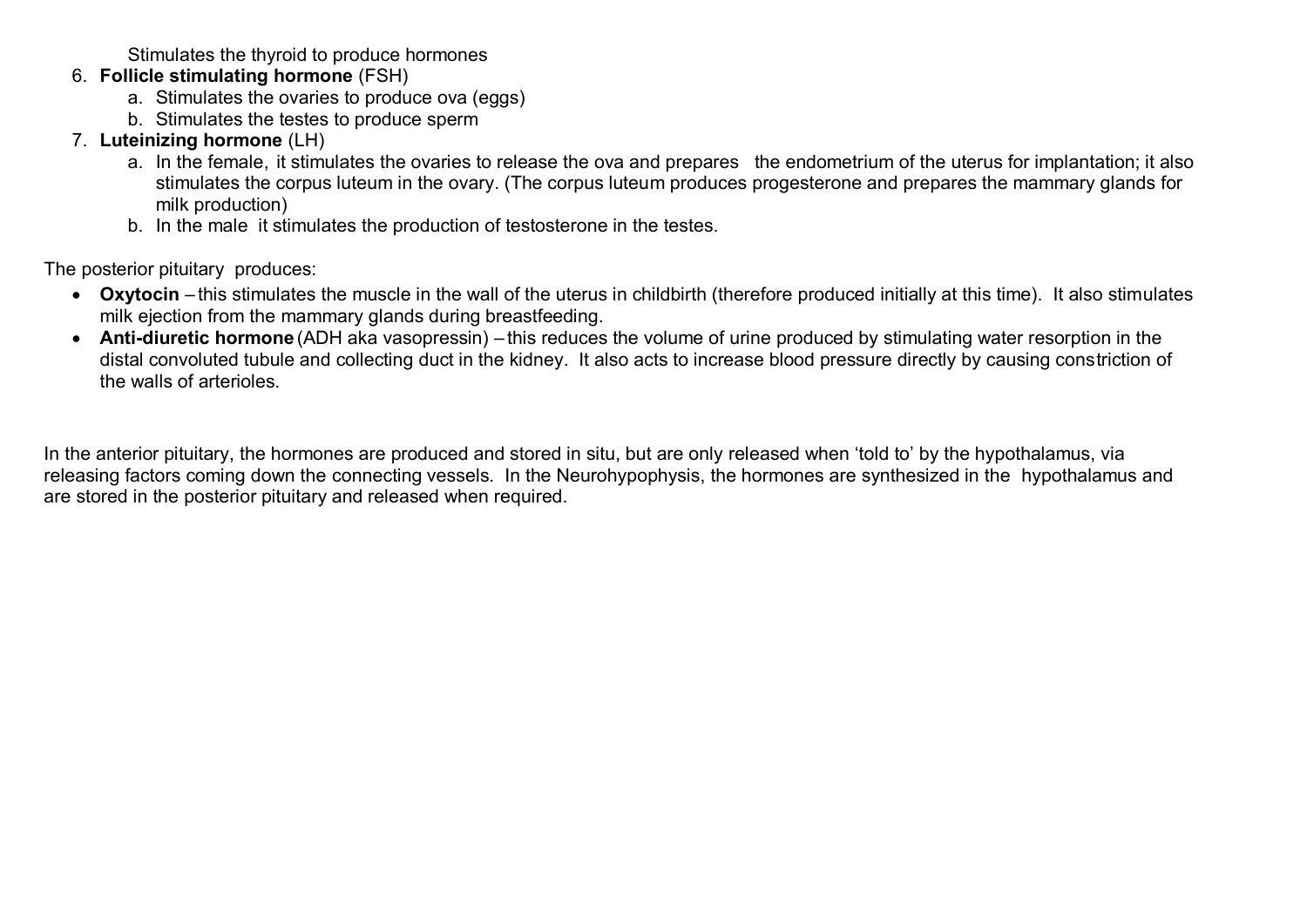Stimulates the thyroid to produce hormones

6. **Follicle stimulating hormone** (FSH)
    a. Stimulates the ovaries to produce ova (eggs)
    b. Stimulates the testes to produce sperm
7. **Luteinizing hormone** (LH)
    a. In the female, it stimulates the ovaries to release the ova and prepares the endometrium of the uterus for implantation; it also stimulates the corpus luteum in the ovary. (The corpus luteum produces progesterone and prepares the mammary glands for milk production)
    b. In the male it stimulates the production of testosterone in the testes.

The posterior pituitary produces:

- **Oxytocin** – this stimulates the muscle in the wall of the uterus in childbirth (therefore produced initially at this time). It also stimulates milk ejection from the mammary glands during breastfeeding.
- **Anti-diuretic hormone** (ADH aka vasopressin) – this reduces the volume of urine produced by stimulating water resorption in the distal convoluted tubule and collecting duct in the kidney. It also acts to increase blood pressure directly by causing constriction of the walls of arterioles.

In the anterior pituitary, the hormones are produced and stored in situ, but are only released when 'told to' by the hypothalamus, via releasing factors coming down the connecting vessels. In the Neurohypophysis, the hormones are synthesized in the hypothalamus and are stored in the posterior pituitary and released when required.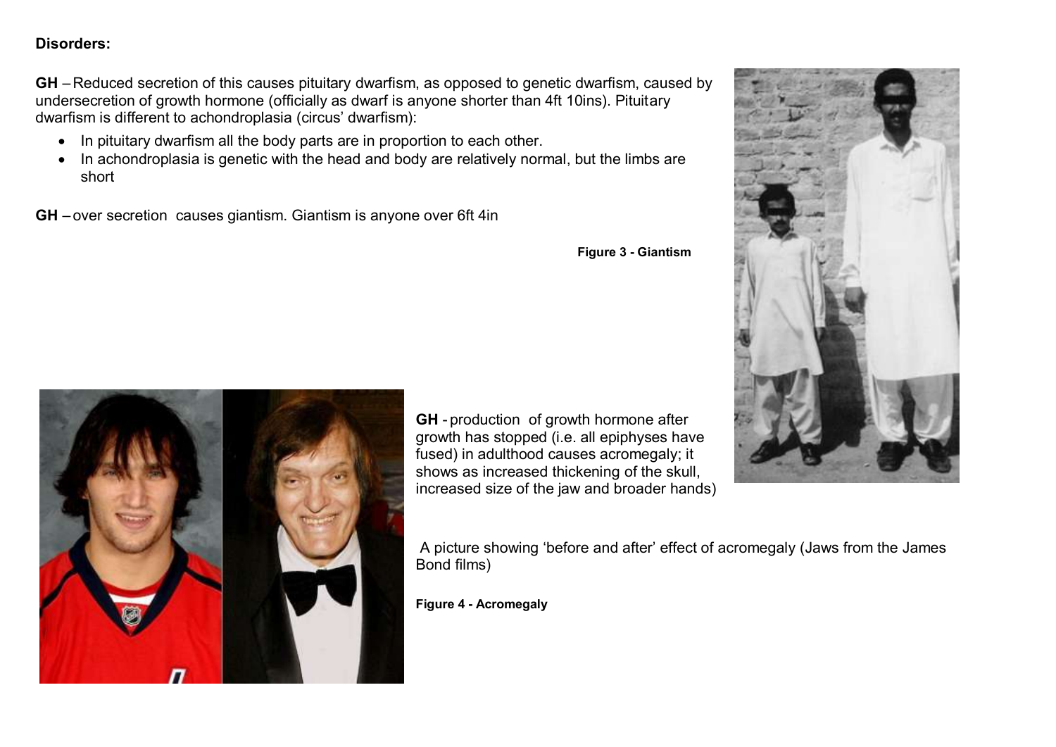**Disorders:**

**GH** – Reduced secretion of this causes pituitary dwarfism, as opposed to genetic dwarfism, caused by undersecretion of growth hormone (officially as dwarf is anyone shorter than 4ft 10ins). Pituitary dwarfism is different to achondroplasia (circus' dwarfism):

- In pituitary dwarfism all the body parts are in proportion to each other.
- In achondroplasia is genetic with the head and body are relatively normal, but the limbs are short

**GH** – over secretion causes giantism. Giantism is anyone over 6ft 4in

**Figure 3 - Giantism**

**GH** - production of growth hormone after growth has stopped (i.e. all epiphyses have fused) in adulthood causes acromegaly; it shows as increased thickening of the skull, increased size of the jaw and broader hands)

A picture showing 'before and after' effect of acromegaly (Jaws from the James Bond films)

**Figure 4 - Acromegaly**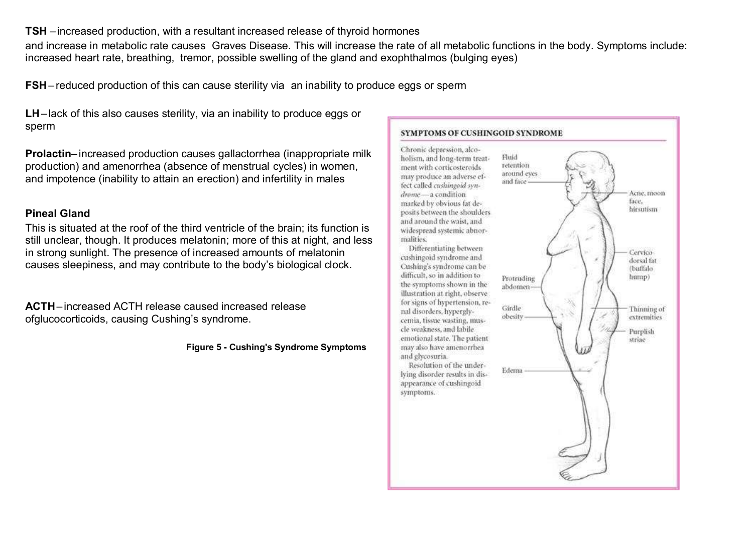**TSH** – increased production, with a resultant increased release of thyroid hormones and increase in metabolic rate causes Graves Disease. This will increase the rate of all metabolic functions in the body. Symptoms include: increased heart rate, breathing, tremor, possible swelling of the gland and exophthalmos (bulging eyes)

**FSH** – reduced production of this can cause sterility via an inability to produce eggs or sperm

**LH** – lack of this also causes sterility, via an inability to produce eggs or sperm

**Prolactin** – increased production causes gallactorrhea (inappropriate milk production) and amenorrhea (absence of menstrual cycles) in women, and impotence (inability to attain an erection) and infertility in males

### Pineal Gland

This is situated at the roof of the third ventricle of the brain; its function is still unclear, though. It produces melatonin; more of this at night, and less in strong sunlight. The presence of increased amounts of melatonin causes sleepiness, and may contribute to the body's biological clock.

**ACTH** – increased ACTH release caused increased release ofglucocorticoids, causing Cushing's syndrome.

**SYMPTOMS OF CUSHINGOID SYNDROME**

Chronic depression, alcoholism, and long-term treatment with corticosteroids may produce an adverse effect called *cushingoid syndrome* — a condition marked by obvious fat deposits between the shoulders and around the waist, and widespread systemic abnormalities.

Differentiating between cushingoid syndrome and Cushing's syndrome can be difficult, so in addition to the symptoms shown in the illustration at right, observe for signs of hypertension, renal disorders, hyperglycemia, tissue wasting, muscle weakness, and labile emotional state. The patient may also have amenorrhea and glycosuria.

Resolution of the underlying disorder results in disappearance of cushingoid symptoms.

Fluid retention around eyes and face

Acne, moon face, hirsutism

Cervicodorsal fat (buffalo hump)

Protruding abdomen

Girdle obesity

Thinning of extremities

Purplish striae

Edema

**Figure 5 - Cushing's Syndrome Symptoms**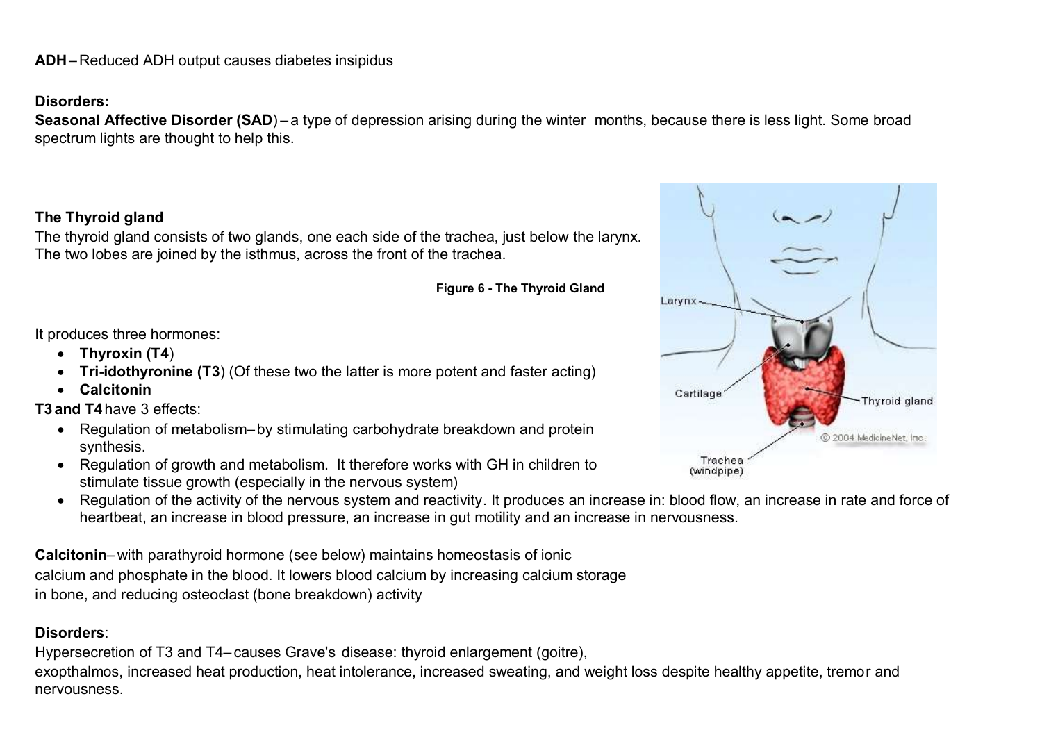**ADH** – Reduced ADH output causes diabetes insipidus

**Disorders:**
**Seasonal Affective Disorder (SAD)** – a type of depression arising during the winter months, because there is less light. Some broad spectrum lights are thought to help this.

**The Thyroid gland**
The thyroid gland consists of two glands, one each side of the trachea, just below the larynx. The two lobes are joined by the isthmus, across the front of the trachea.

**Figure 6 - The Thyroid Gland**

It produces three hormones:

- **Thyroxin (T4)**
- **Tri-idothyronine (T3)** (Of these two the latter is more potent and faster acting)
- **Calcitonin**

**T3 and T4** have 3 effects:

- Regulation of metabolism – by stimulating carbohydrate breakdown and protein synthesis.
- Regulation of growth and metabolism. It therefore works with GH in children to stimulate tissue growth (especially in the nervous system)
- Regulation of the activity of the nervous system and reactivity. It produces an increase in: blood flow, an increase in rate and force of heartbeat, an increase in blood pressure, an increase in gut motility and an increase in nervousness.

**Calcitonin** – with parathyroid hormone (see below) maintains homeostasis of ionic calcium and phosphate in the blood. It lowers blood calcium by increasing calcium storage in bone, and reducing osteoclast (bone breakdown) activity

**Disorders**:
Hypersecretion of T3 and T4 – causes Grave's disease: thyroid enlargement (goitre), exopthalmos, increased heat production, heat intolerance, increased sweating, and weight loss despite healthy appetite, tremor and nervousness.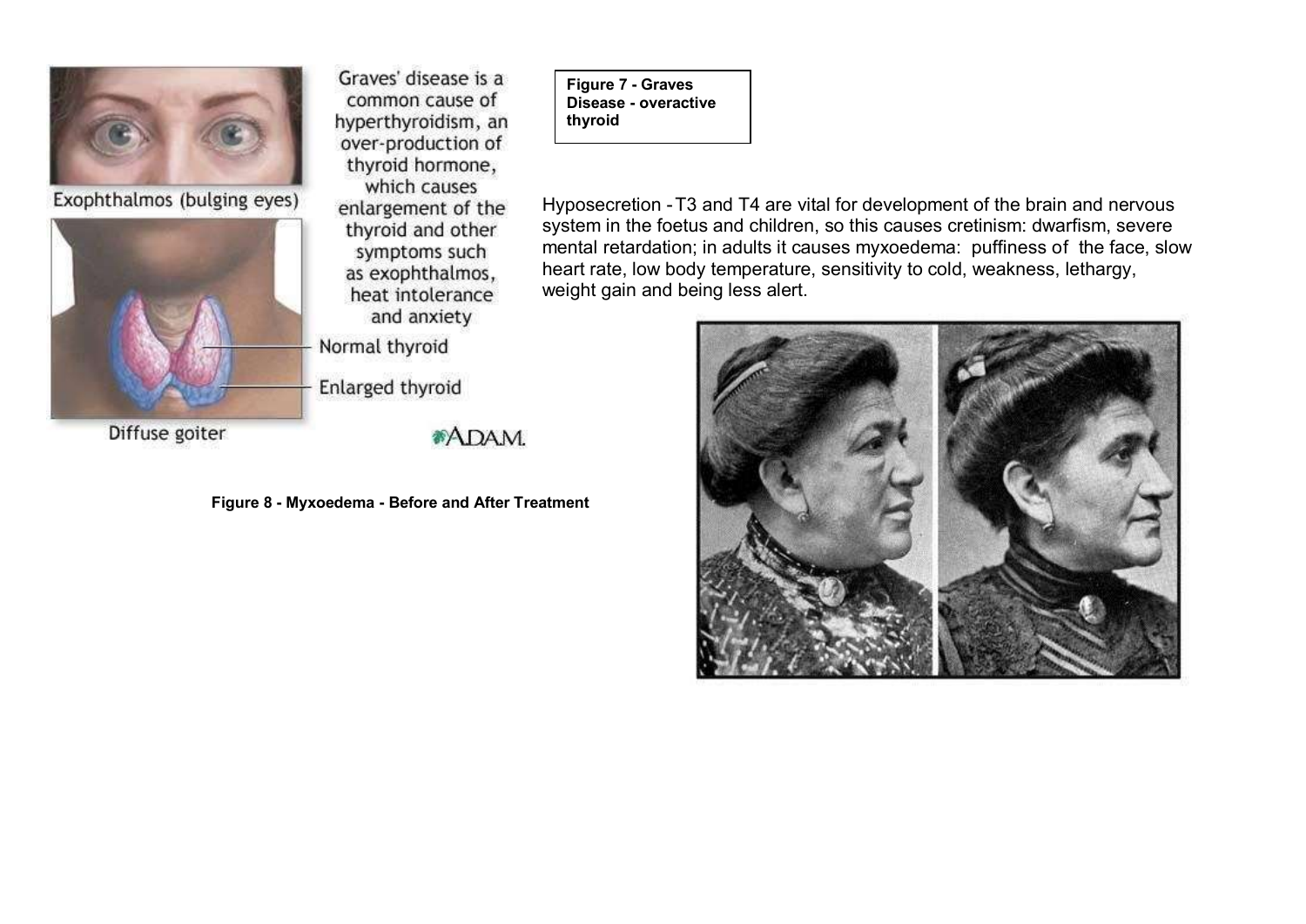Exophthalmos (bulging eyes)

Graves' disease is a common cause of hyperthyroidism, an over-production of thyroid hormone, which causes enlargement of the thyroid and other symptoms such as exophthalmos, heat intolerance and anxiety

Normal thyroid

Enlarged thyroid

Diffuse goiter

ADAM.

**Figure 7 - Graves Disease - overactive thyroid**

Hyposecretion - T3 and T4 are vital for development of the brain and nervous system in the foetus and children, so this causes cretinism: dwarfism, severe mental retardation; in adults it causes myxoedema: puffiness of the face, slow heart rate, low body temperature, sensitivity to cold, weakness, lethargy, weight gain and being less alert.

**Figure 8 - Myxoedema - Before and After Treatment**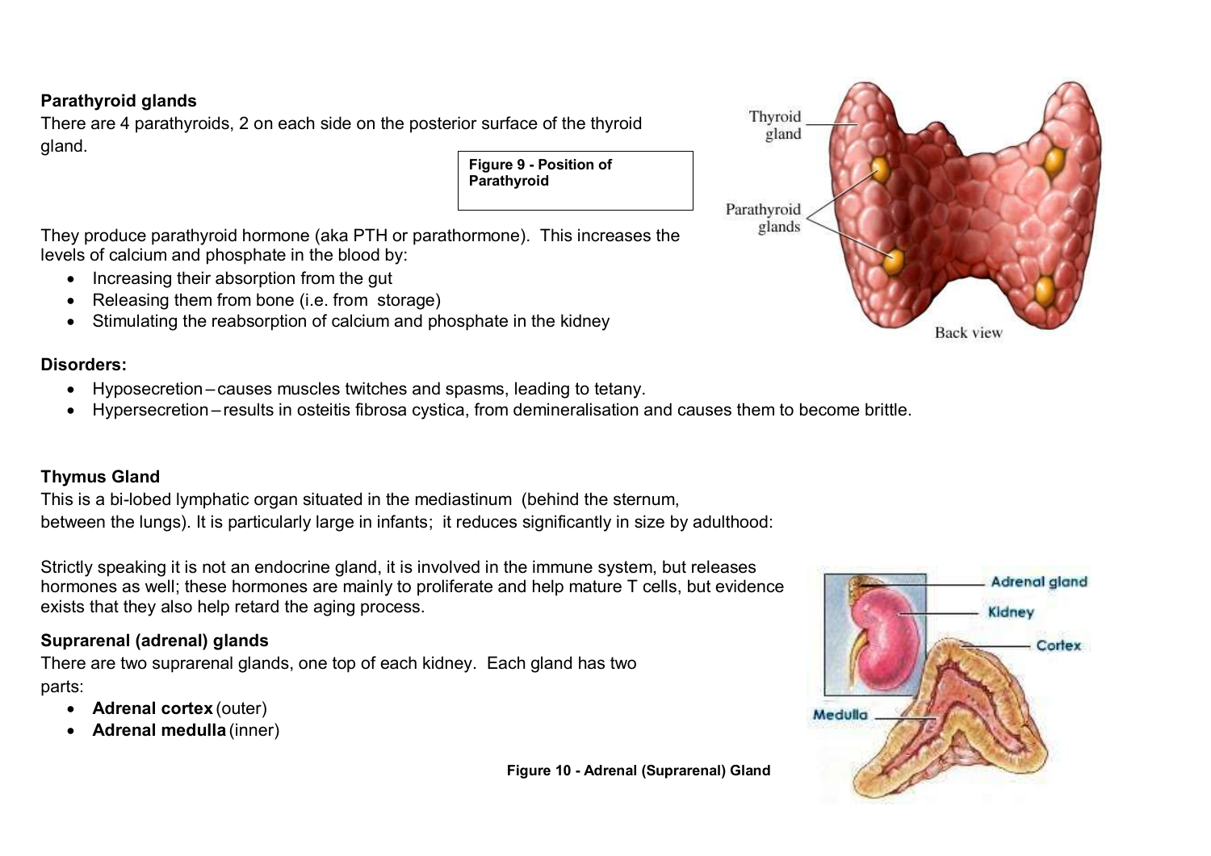**Parathyroid glands**

There are 4 parathyroids, 2 on each side on the posterior surface of the thyroid gland.

**Figure 9 - Position of Parathyroid**

They produce parathyroid hormone (aka PTH or parathormone). This increases the levels of calcium and phosphate in the blood by:

- Increasing their absorption from the gut
- Releasing them from bone (i.e. from storage)
- Stimulating the reabsorption of calcium and phosphate in the kidney

**Disorders:**

- Hyposecretion – causes muscles twitches and spasms, leading to tetany.
- Hypersecretion – results in osteitis fibrosa cystica, from demineralisation and causes them to become brittle.

**Thymus Gland**

This is a bi-lobed lymphatic organ situated in the mediastinum (behind the sternum, between the lungs). It is particularly large in infants; it reduces significantly in size by adulthood:

Strictly speaking it is not an endocrine gland, it is involved in the immune system, but releases hormones as well; these hormones are mainly to proliferate and help mature T cells, but evidence exists that they also help retard the aging process.

**Suprarenal (adrenal) glands**

There are two suprarenal glands, one top of each kidney. Each gland has two parts:

- **Adrenal cortex** (outer)
- **Adrenal medulla** (inner)

**Figure 10 - Adrenal (Suprarenal) Gland**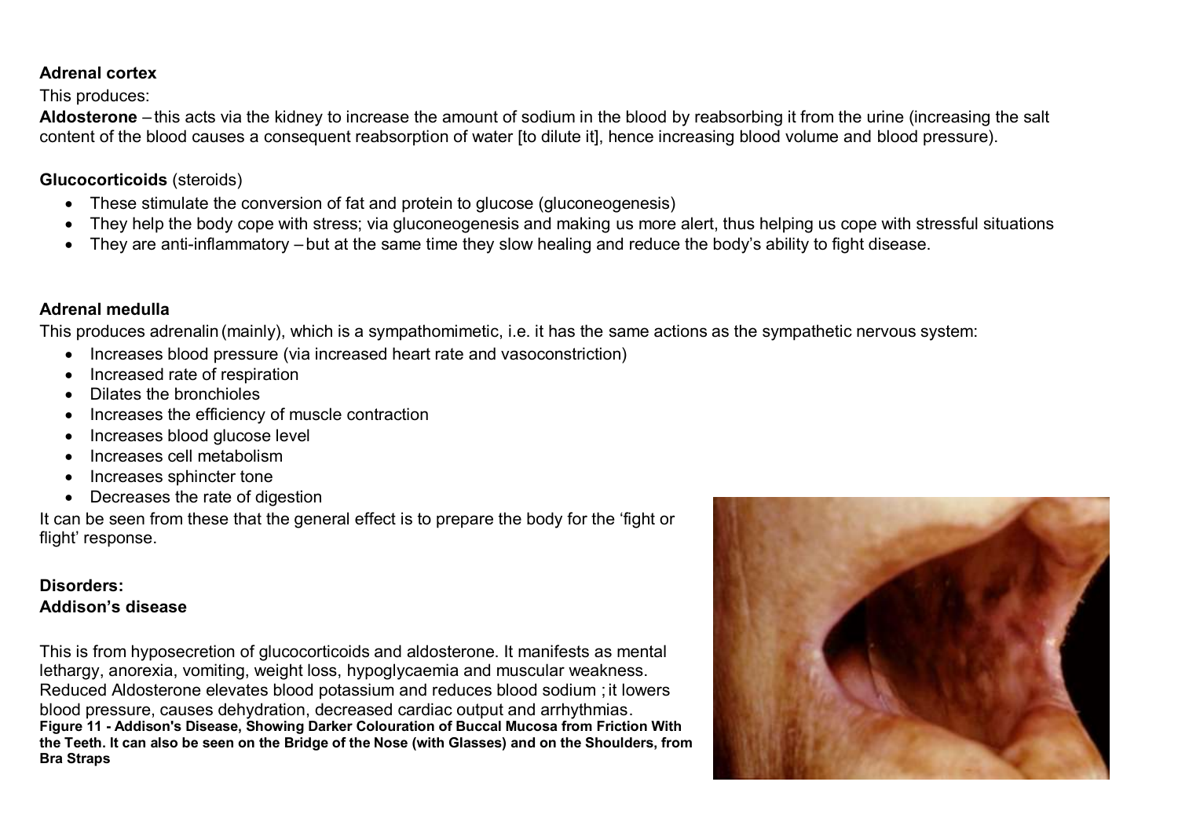**Adrenal cortex**

This produces:

**Aldosterone** – this acts via the kidney to increase the amount of sodium in the blood by reabsorbing it from the urine (increasing the salt content of the blood causes a consequent reabsorption of water [to dilute it], hence increasing blood volume and blood pressure).

**Glucocorticoids** (steroids)

- These stimulate the conversion of fat and protein to glucose (gluconeogenesis)
- They help the body cope with stress; via gluconeogenesis and making us more alert, thus helping us cope with stressful situations
- They are anti-inflammatory – but at the same time they slow healing and reduce the body's ability to fight disease.

**Adrenal medulla**

This produces adrenalin (mainly), which is a sympathomimetic, i.e. it has the same actions as the sympathetic nervous system:

- Increases blood pressure (via increased heart rate and vasoconstriction)
- Increased rate of respiration
- Dilates the bronchioles
- Increases the efficiency of muscle contraction
- Increases blood glucose level
- Increases cell metabolism
- Increases sphincter tone
- Decreases the rate of digestion

It can be seen from these that the general effect is to prepare the body for the 'fight or flight' response.

**Disorders:**

**Addison's disease**

This is from hyposecretion of glucocorticoids and aldosterone. It manifests as mental lethargy, anorexia, vomiting, weight loss, hypoglycaemia and muscular weakness. Reduced Aldosterone elevates blood potassium and reduces blood sodium ; it lowers blood pressure, causes dehydration, decreased cardiac output and arrhythmias.

**Figure 11 - Addison's Disease, Showing Darker Colouration of Buccal Mucosa from Friction With the Teeth. It can also be seen on the Bridge of the Nose (with Glasses) and on the Shoulders, from Bra Straps**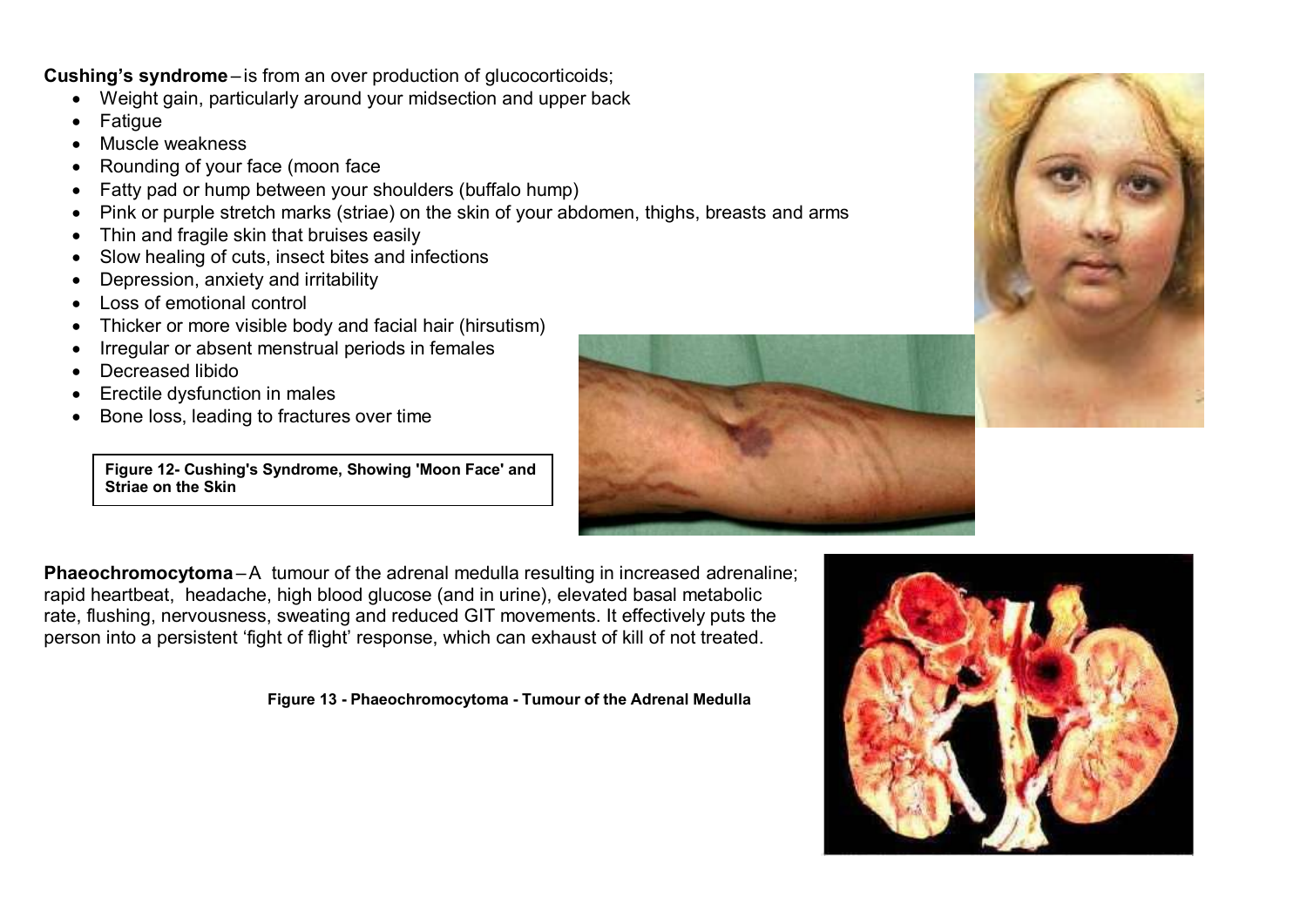**Cushing's syndrome** – is from an over production of glucocorticoids;

- Weight gain, particularly around your midsection and upper back
- Fatigue
- Muscle weakness
- Rounding of your face (moon face
- Fatty pad or hump between your shoulders (buffalo hump)
- Pink or purple stretch marks (striae) on the skin of your abdomen, thighs, breasts and arms
- Thin and fragile skin that bruises easily
- Slow healing of cuts, insect bites and infections
- Depression, anxiety and irritability
- Loss of emotional control
- Thicker or more visible body and facial hair (hirsutism)
- Irregular or absent menstrual periods in females
- Decreased libido
- Erectile dysfunction in males
- Bone loss, leading to fractures over time

**Figure 12- Cushing's Syndrome, Showing 'Moon Face' and Striae on the Skin**

**Phaeochromocytoma** – A tumour of the adrenal medulla resulting in increased adrenaline; rapid heartbeat, headache, high blood glucose (and in urine), elevated basal metabolic rate, flushing, nervousness, sweating and reduced GIT movements. It effectively puts the person into a persistent 'fight of flight' response, which can exhaust of kill of not treated.

**Figure 13 - Phaeochromocytoma - Tumour of the Adrenal Medulla**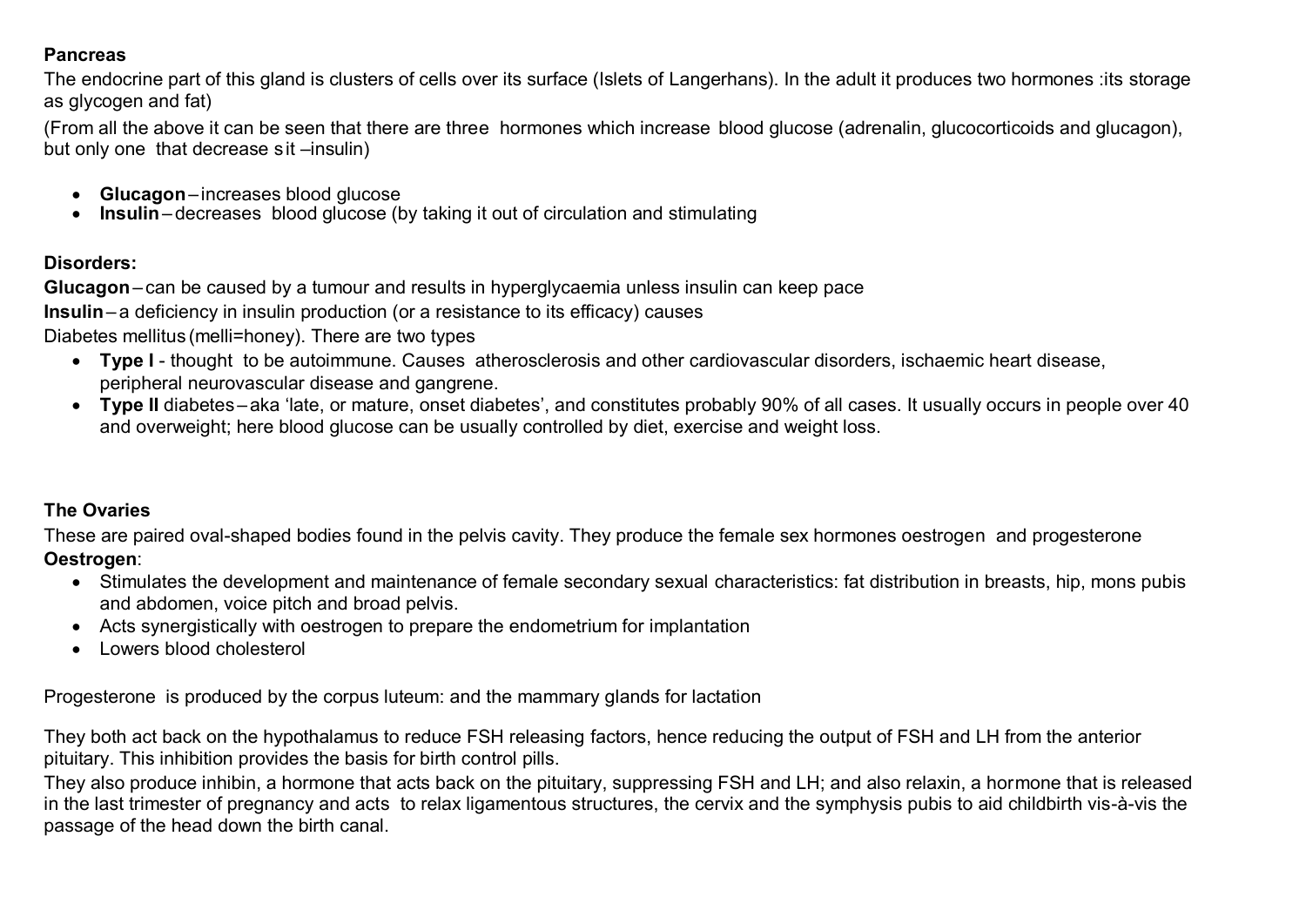**Pancreas**

The endocrine part of this gland is clusters of cells over its surface (Islets of Langerhans). In the adult it produces two hormones :its storage as glycogen and fat)

(From all the above it can be seen that there are three hormones which increase blood glucose (adrenalin, glucocorticoids and glucagon), but only one that decrease sit –insulin)

- **Glucagon** – increases blood glucose
- **Insulin** – decreases blood glucose (by taking it out of circulation and stimulating

**Disorders:**

**Glucagon** – can be caused by a tumour and results in hyperglycaemia unless insulin can keep pace

**Insulin** – a deficiency in insulin production (or a resistance to its efficacy) causes

Diabetes mellitus (melli=honey). There are two types

- **Type I** - thought to be autoimmune. Causes atherosclerosis and other cardiovascular disorders, ischaemic heart disease, peripheral neurovascular disease and gangrene.
- **Type II** diabetes – aka 'late, or mature, onset diabetes', and constitutes probably 90% of all cases. It usually occurs in people over 40 and overweight; here blood glucose can be usually controlled by diet, exercise and weight loss.

**The Ovaries**

These are paired oval-shaped bodies found in the pelvis cavity. They produce the female sex hormones oestrogen and progesterone

**Oestrogen**:

- Stimulates the development and maintenance of female secondary sexual characteristics: fat distribution in breasts, hip, mons pubis and abdomen, voice pitch and broad pelvis.
- Acts synergistically with oestrogen to prepare the endometrium for implantation
- Lowers blood cholesterol

Progesterone is produced by the corpus luteum: and the mammary glands for lactation

They both act back on the hypothalamus to reduce FSH releasing factors, hence reducing the output of FSH and LH from the anterior pituitary. This inhibition provides the basis for birth control pills.

They also produce inhibin, a hormone that acts back on the pituitary, suppressing FSH and LH; and also relaxin, a hormone that is released in the last trimester of pregnancy and acts to relax ligamentous structures, the cervix and the symphysis pubis to aid childbirth vis-à-vis the passage of the head down the birth canal.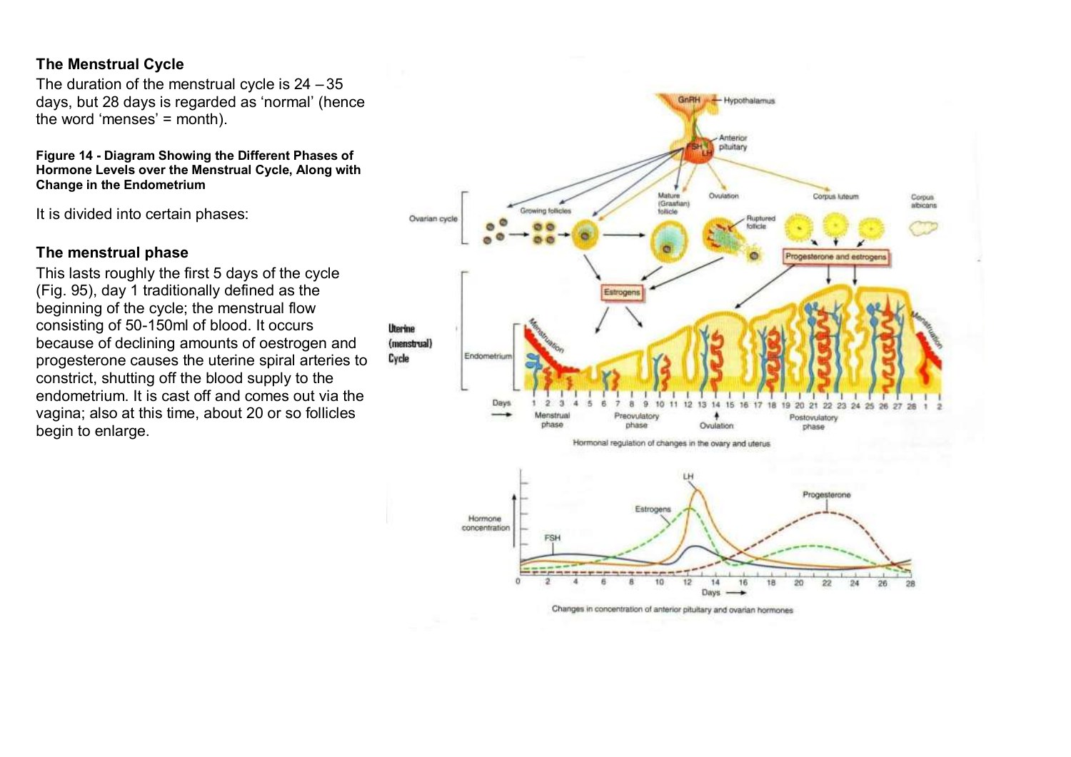## The Menstrual Cycle

The duration of the menstrual cycle is 24 – 35 days, but 28 days is regarded as 'normal' (hence the word 'menses' = month).

**Figure 14 - Diagram Showing the Different Phases of Hormone Levels over the Menstrual Cycle, Along with Change in the Endometrium**

GnRH
Hypothalamus
FSH
LH
Anterior pituitary
Ovarian cycle
Growing follicles
Mature (Graafian) follicle
Ovulation
Ruptured follicle
Corpus luteum
Corpus albicans
Estrogens
Progesterone and estrogens
Uterine (menstrual) Cycle
Endometrium
Menstruation
Days
1 2 3 4 5 6 7 8 9 10 11 12 13 14 15 16 17 18 19 20 21 22 23 24 25 26 27 28 1 2
Menstrual phase
Preovulatory phase
Ovulation
Postovulatory phase

Hormonal regulation of changes in the ovary and uterus

LH
Estrogens
Progesterone
FSH
Hormone concentration
0 2 4 6 8 10 12 14 16 18 20 22 24 26 28
Days

Changes in concentration of anterior pituitary and ovarian hormones

It is divided into certain phases:

### The menstrual phase

This lasts roughly the first 5 days of the cycle (Fig. 95), day 1 traditionally defined as the beginning of the cycle; the menstrual flow consisting of 50-150ml of blood. It occurs because of declining amounts of oestrogen and progesterone causes the uterine spiral arteries to constrict, shutting off the blood supply to the endometrium. It is cast off and comes out via the vagina; also at this time, about 20 or so follicles begin to enlarge.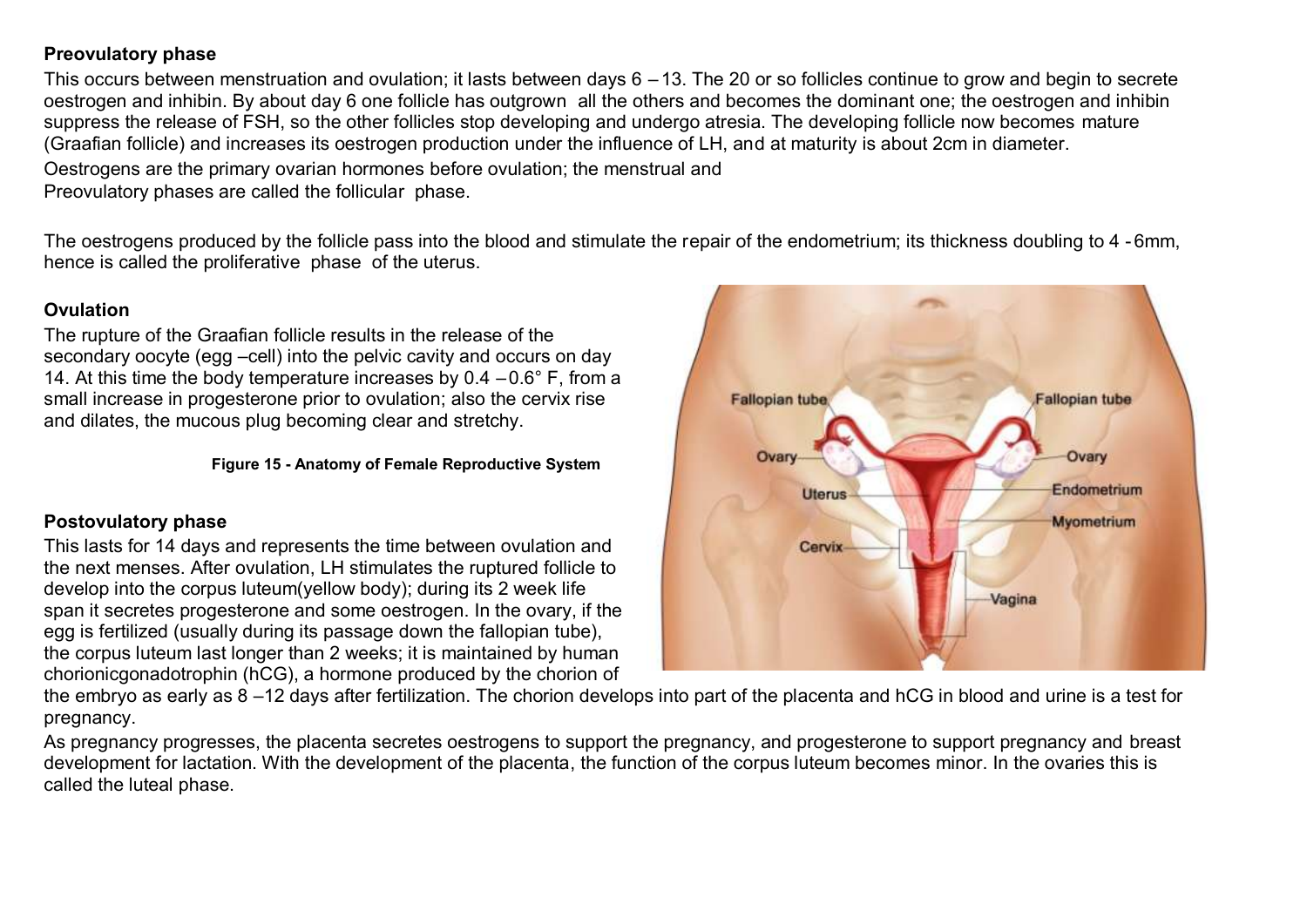**Preovulatory phase**

This occurs between menstruation and ovulation; it lasts between days 6 – 13. The 20 or so follicles continue to grow and begin to secrete oestrogen and inhibin. By about day 6 one follicle has outgrown all the others and becomes the dominant one; the oestrogen and inhibin suppress the release of FSH, so the other follicles stop developing and undergo atresia. The developing follicle now becomes mature (Graafian follicle) and increases its oestrogen production under the influence of LH, and at maturity is about 2cm in diameter.

Oestrogens are the primary ovarian hormones before ovulation; the menstrual and Preovulatory phases are called the follicular phase.

The oestrogens produced by the follicle pass into the blood and stimulate the repair of the endometrium; its thickness doubling to 4 - 6mm, hence is called the proliferative phase of the uterus.

**Ovulation**

The rupture of the Graafian follicle results in the release of the secondary oocyte (egg –cell) into the pelvic cavity and occurs on day 14. At this time the body temperature increases by 0.4 – 0.6° F, from a small increase in progesterone prior to ovulation; also the cervix rise and dilates, the mucous plug becoming clear and stretchy.

Fallopian tube
Fallopian tube
Ovary
Ovary
Uterus
Endometrium
Myometrium
Cervix
Vagina

**Figure 15 - Anatomy of Female Reproductive System**

**Postovulatory phase**

This lasts for 14 days and represents the time between ovulation and the next menses. After ovulation, LH stimulates the ruptured follicle to develop into the corpus luteum(yellow body); during its 2 week life span it secretes progesterone and some oestrogen. In the ovary, if the egg is fertilized (usually during its passage down the fallopian tube), the corpus luteum last longer than 2 weeks; it is maintained by human chorionicgonadotrophin (hCG), a hormone produced by the chorion of the embryo as early as 8 – 12 days after fertilization. The chorion develops into part of the placenta and hCG in blood and urine is a test for pregnancy.

As pregnancy progresses, the placenta secretes oestrogens to support the pregnancy, and progesterone to support pregnancy and breast development for lactation. With the development of the placenta, the function of the corpus luteum becomes minor. In the ovaries this is called the luteal phase.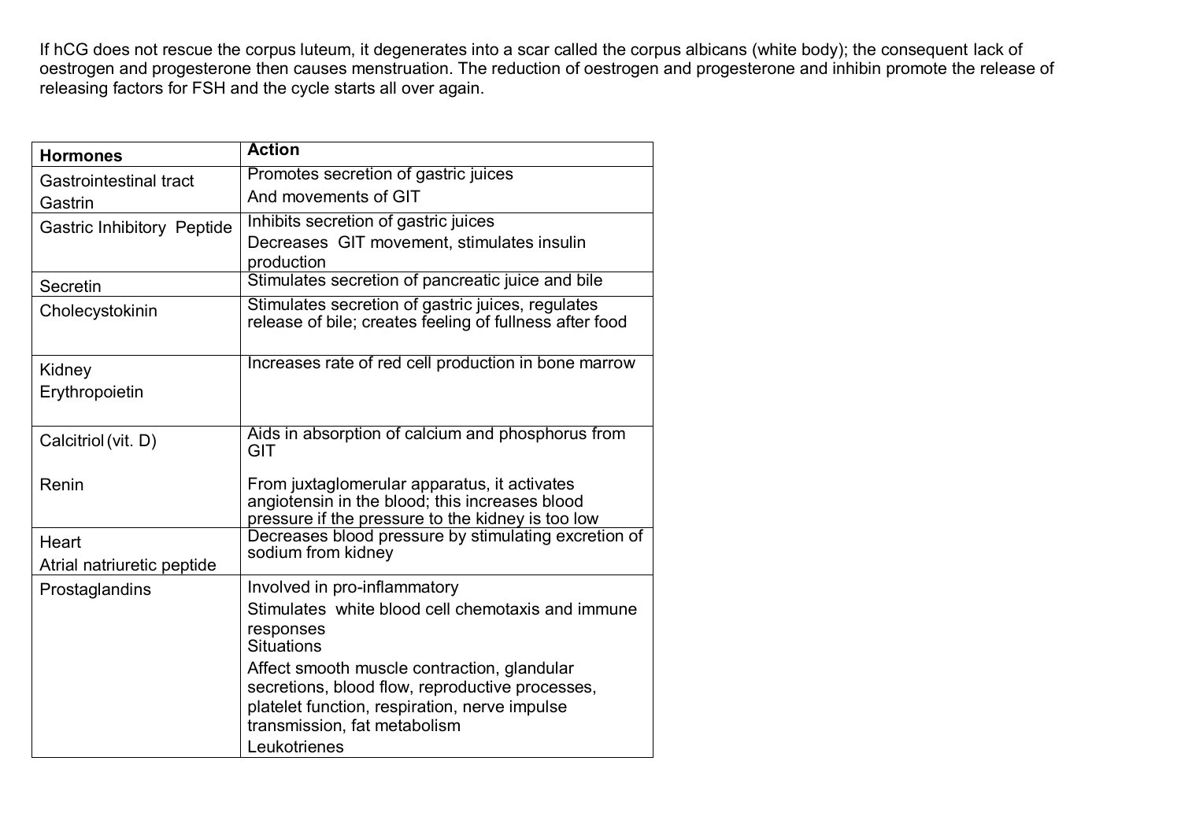If hCG does not rescue the corpus luteum, it degenerates into a scar called the corpus albicans (white body); the consequent lack of oestrogen and progesterone then causes menstruation. The reduction of oestrogen and progesterone and inhibin promote the release of releasing factors for FSH and the cycle starts all over again.

| **Hormones** | **Action** |
|---|---|
| Gastrointestinal tract<br>Gastrin | Promotes secretion of gastric juices<br>And movements of GIT |
| Gastric Inhibitory Peptide | Inhibits secretion of gastric juices<br>Decreases GIT movement, stimulates insulin production |
| Secretin | Stimulates secretion of pancreatic juice and bile |
| Cholecystokinin | Stimulates secretion of gastric juices, regulates release of bile; creates feeling of fullness after food |
| Kidney<br>Erythropoietin | Increases rate of red cell production in bone marrow |
| Calcitriol (vit. D)<br><br>Renin | Aids in absorption of calcium and phosphorus from GIT<br><br>From juxtaglomerular apparatus, it activates angiotensin in the blood; this increases blood pressure if the pressure to the kidney is too low |
| Heart<br>Atrial natriuretic peptide | Decreases blood pressure by stimulating excretion of sodium from kidney |
| Prostaglandins | Involved in pro-inflammatory<br>Stimulates white blood cell chemotaxis and immune responses<br>Situations<br>Affect smooth muscle contraction, glandular secretions, blood flow, reproductive processes, platelet function, respiration, nerve impulse transmission, fat metabolism<br>Leukotrienes |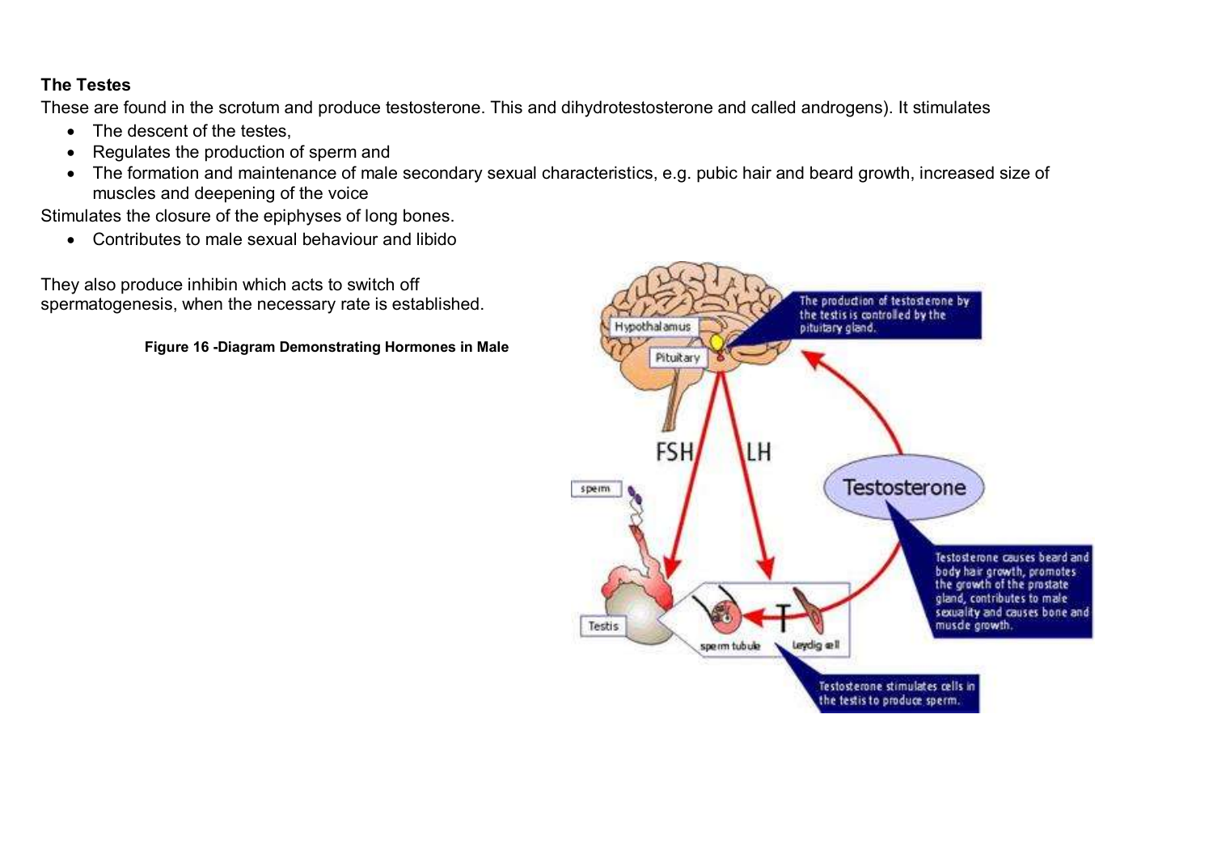**The Testes**

These are found in the scrotum and produce testosterone. This and dihydrotestosterone and called androgens). It stimulates

- The descent of the testes,
- Regulates the production of sperm and
- The formation and maintenance of male secondary sexual characteristics, e.g. pubic hair and beard growth, increased size of muscles and deepening of the voice

Stimulates the closure of the epiphyses of long bones.

- Contributes to male sexual behaviour and libido

They also produce inhibin which acts to switch off spermatogenesis, when the necessary rate is established.

**Figure 16 -Diagram Demonstrating Hormones in Male**

Hypothalamus
Pituitary
The production of testosterone by the testis is controlled by the pituitary gland.
FSH
LH
sperm
Testosterone
Testis
T
sperm tubule
Leydig cell
Testosterone causes beard and body hair growth, promotes the growth of the prostate gland, contributes to male sexuality and causes bone and muscle growth.
Testosterone stimulates cells in the testis to produce sperm.